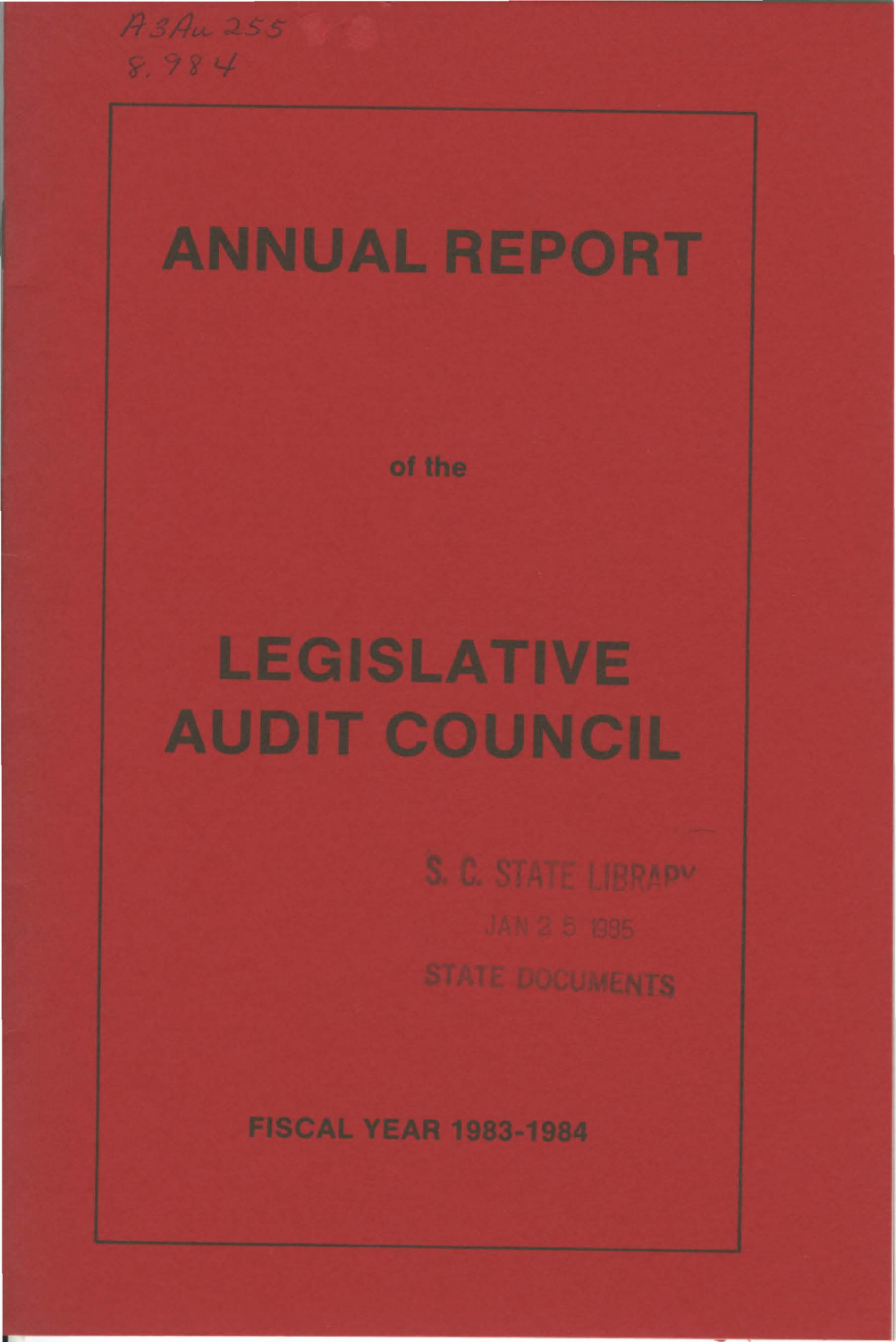A3Au 255
8.984

# ANNUAL REPORT

of the

# LEGISLATIVE AUDIT COUNCIL

S. C. STATE LIBRARY
JAN 25 1985
STATE DOCUMENTS

**FISCAL YEAR 1983-1984**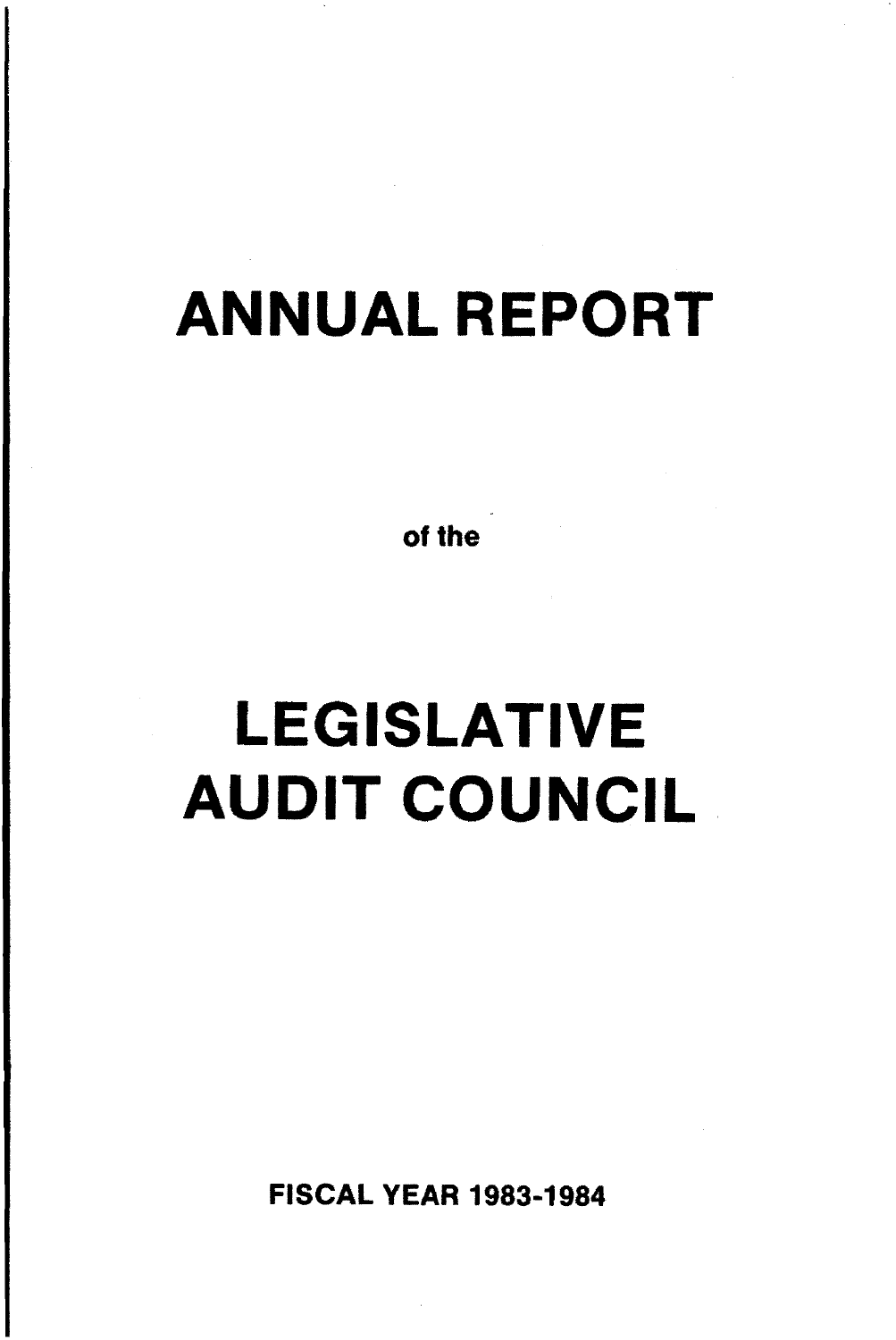# ANNUAL REPORT

of the

# LEGISLATIVE AUDIT COUNCIL

**FISCAL YEAR 1983-1984**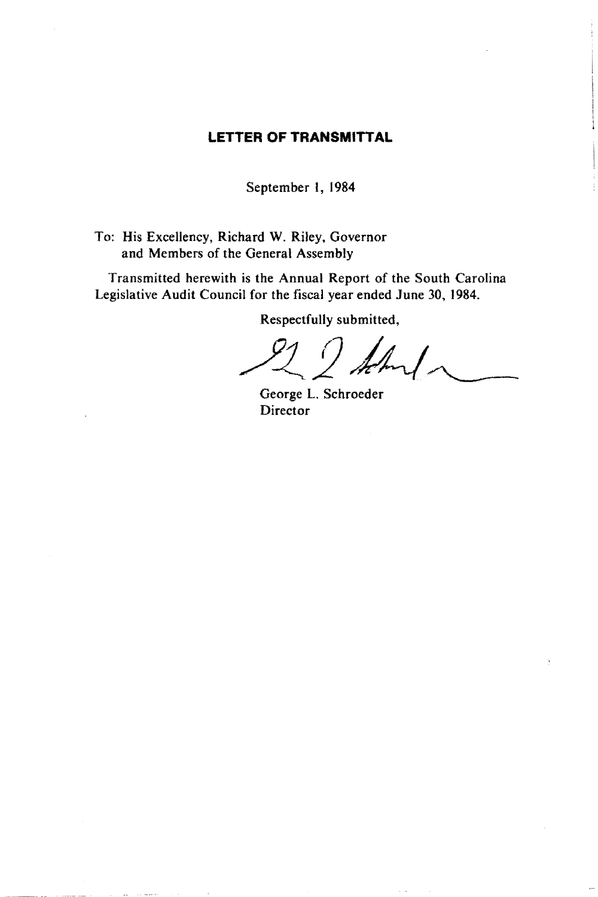## LETTER OF TRANSMITTAL

September 1, 1984

To: His Excellency, Richard W. Riley, Governor
and Members of the General Assembly

Transmitted herewith is the Annual Report of the South Carolina Legislative Audit Council for the fiscal year ended June 30, 1984.

Respectfully submitted,

George L. Schroeder
Director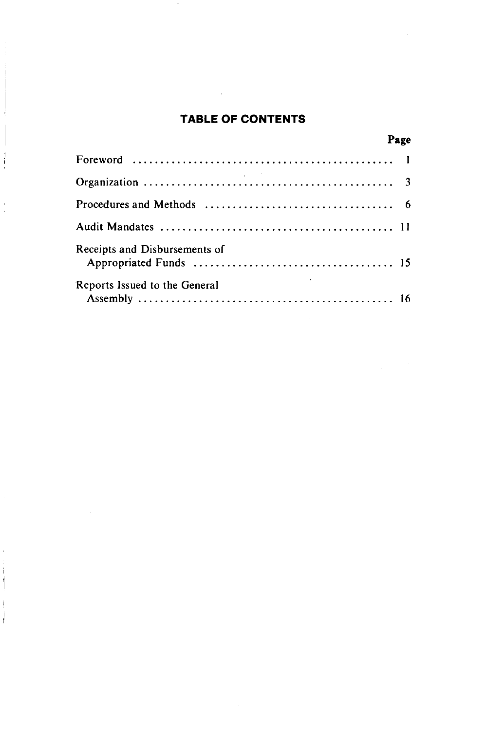# TABLE OF CONTENTS

| | Page |
|---|---|
| Foreword | 1 |
| Organization | 3 |
| Procedures and Methods | 6 |
| Audit Mandates | 11 |
| Receipts and Disbursements of Appropriated Funds | 15 |
| Reports Issued to the General Assembly | 16 |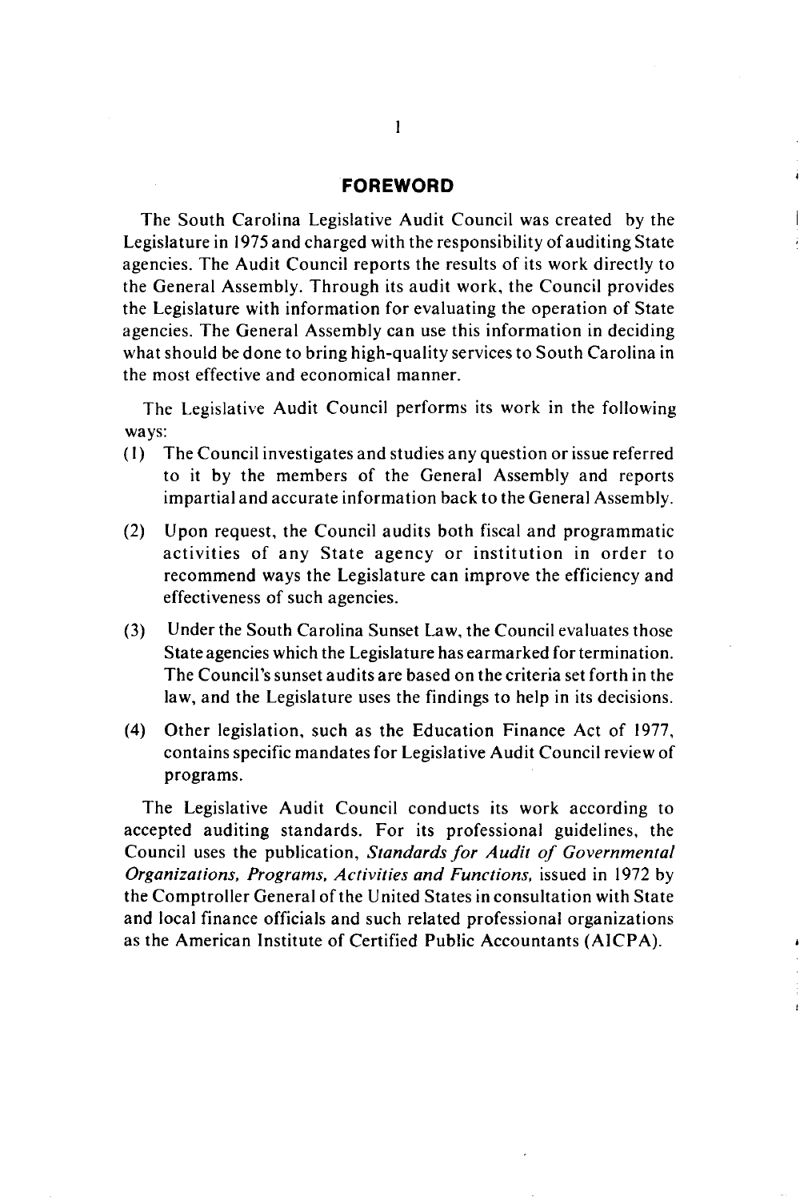## FOREWORD

The South Carolina Legislative Audit Council was created by the Legislature in 1975 and charged with the responsibility of auditing State agencies. The Audit Council reports the results of its work directly to the General Assembly. Through its audit work, the Council provides the Legislature with information for evaluating the operation of State agencies. The General Assembly can use this information in deciding what should be done to bring high-quality services to South Carolina in the most effective and economical manner.

The Legislative Audit Council performs its work in the following ways:

(1) The Council investigates and studies any question or issue referred to it by the members of the General Assembly and reports impartial and accurate information back to the General Assembly.

(2) Upon request, the Council audits both fiscal and programmatic activities of any State agency or institution in order to recommend ways the Legislature can improve the efficiency and effectiveness of such agencies.

(3) Under the South Carolina Sunset Law, the Council evaluates those State agencies which the Legislature has earmarked for termination. The Council's sunset audits are based on the criteria set forth in the law, and the Legislature uses the findings to help in its decisions.

(4) Other legislation, such as the Education Finance Act of 1977, contains specific mandates for Legislative Audit Council review of programs.

The Legislative Audit Council conducts its work according to accepted auditing standards. For its professional guidelines, the Council uses the publication, *Standards for Audit of Governmental Organizations, Programs, Activities and Functions*, issued in 1972 by the Comptroller General of the United States in consultation with State and local finance officials and such related professional organizations as the American Institute of Certified Public Accountants (AICPA).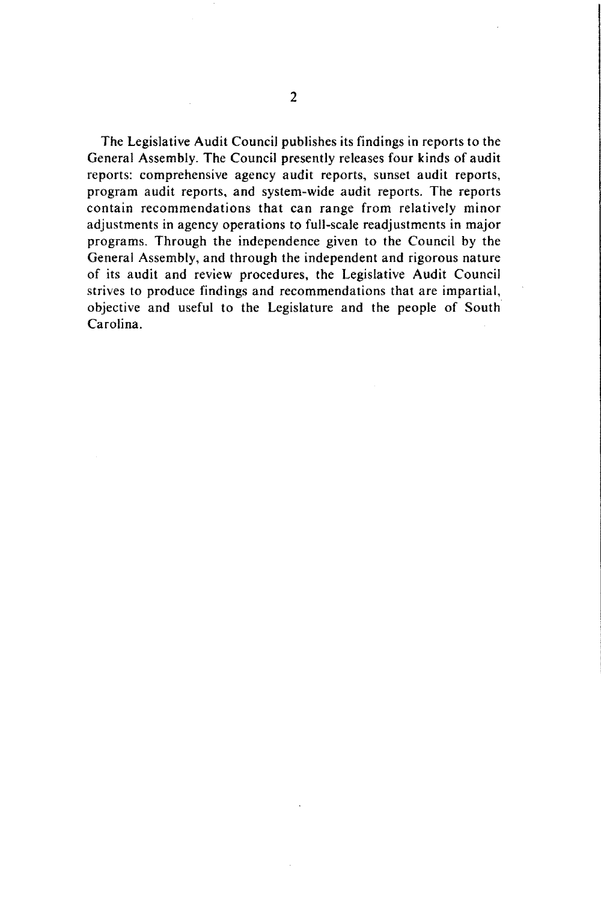The Legislative Audit Council publishes its findings in reports to the General Assembly. The Council presently releases four kinds of audit reports: comprehensive agency audit reports, sunset audit reports, program audit reports, and system-wide audit reports. The reports contain recommendations that can range from relatively minor adjustments in agency operations to full-scale readjustments in major programs. Through the independence given to the Council by the General Assembly, and through the independent and rigorous nature of its audit and review procedures, the Legislative Audit Council strives to produce findings and recommendations that are impartial, objective and useful to the Legislature and the people of South Carolina.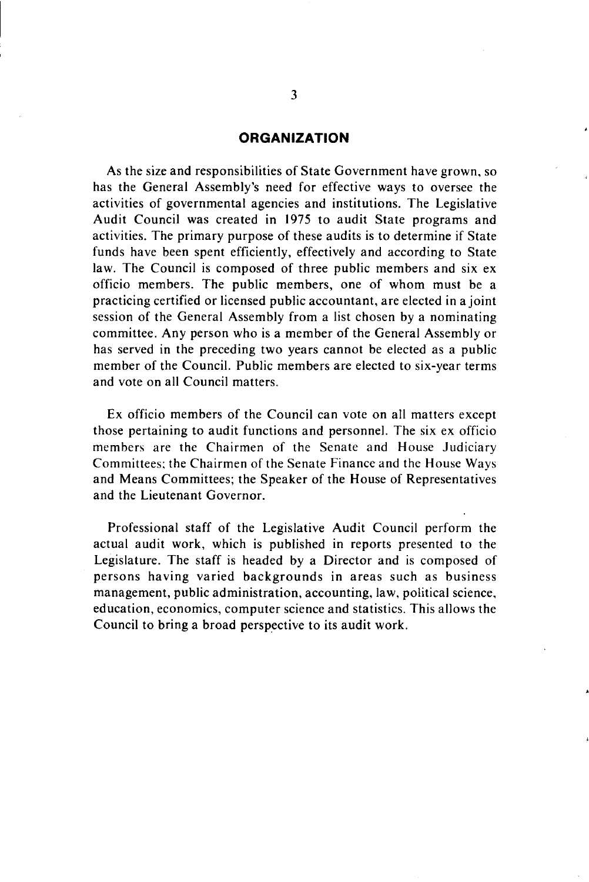## ORGANIZATION

As the size and responsibilities of State Government have grown, so has the General Assembly's need for effective ways to oversee the activities of governmental agencies and institutions. The Legislative Audit Council was created in 1975 to audit State programs and activities. The primary purpose of these audits is to determine if State funds have been spent efficiently, effectively and according to State law. The Council is composed of three public members and six ex officio members. The public members, one of whom must be a practicing certified or licensed public accountant, are elected in a joint session of the General Assembly from a list chosen by a nominating committee. Any person who is a member of the General Assembly or has served in the preceding two years cannot be elected as a public member of the Council. Public members are elected to six-year terms and vote on all Council matters.

Ex officio members of the Council can vote on all matters except those pertaining to audit functions and personnel. The six ex officio members are the Chairmen of the Senate and House Judiciary Committees; the Chairmen of the Senate Finance and the House Ways and Means Committees; the Speaker of the House of Representatives and the Lieutenant Governor.

Professional staff of the Legislative Audit Council perform the actual audit work, which is published in reports presented to the Legislature. The staff is headed by a Director and is composed of persons having varied backgrounds in areas such as business management, public administration, accounting, law, political science, education, economics, computer science and statistics. This allows the Council to bring a broad perspective to its audit work.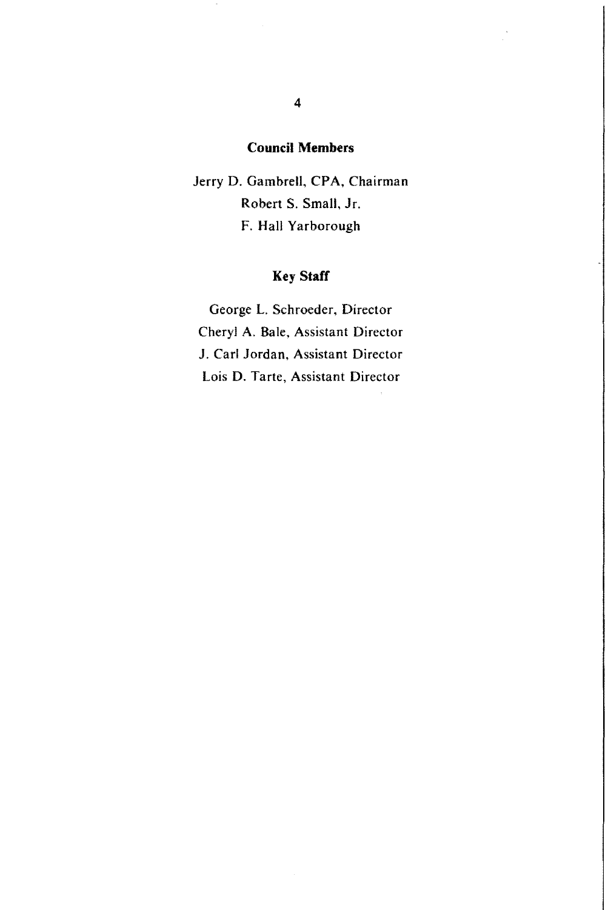## Council Members

Jerry D. Gambrell, CPA, Chairman

Robert S. Small, Jr.

F. Hall Yarborough

## Key Staff

George L. Schroeder, Director

Cheryl A. Bale, Assistant Director

J. Carl Jordan, Assistant Director

Lois D. Tarte, Assistant Director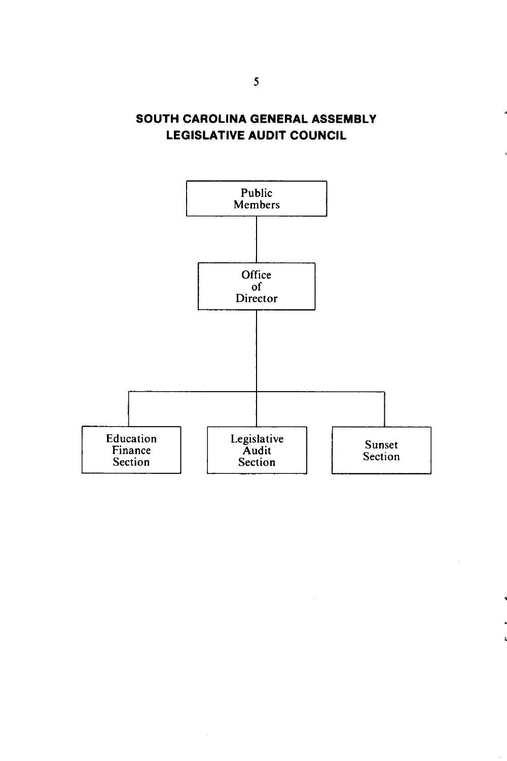## SOUTH CAROLINA GENERAL ASSEMBLY
## LEGISLATIVE AUDIT COUNCIL

Public Members

Office of Director

Education Finance Section

Legislative Audit Section

Sunset Section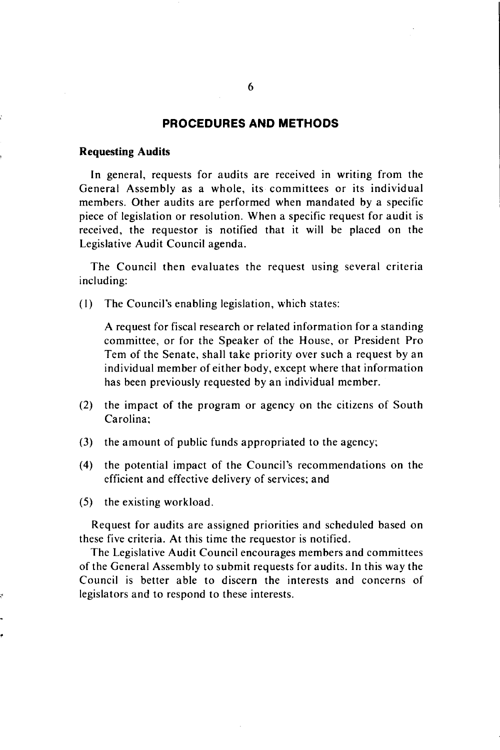## PROCEDURES AND METHODS

### Requesting Audits

In general, requests for audits are received in writing from the General Assembly as a whole, its committees or its individual members. Other audits are performed when mandated by a specific piece of legislation or resolution. When a specific request for audit is received, the requestor is notified that it will be placed on the Legislative Audit Council agenda.

The Council then evaluates the request using several criteria including:

(1) The Council's enabling legislation, which states:

> A request for fiscal research or related information for a standing committee, or for the Speaker of the House, or President Pro Tem of the Senate, shall take priority over such a request by an individual member of either body, except where that information has been previously requested by an individual member.

(2) the impact of the program or agency on the citizens of South Carolina;

(3) the amount of public funds appropriated to the agency;

(4) the potential impact of the Council's recommendations on the efficient and effective delivery of services; and

(5) the existing workload.

Request for audits are assigned priorities and scheduled based on these five criteria. At this time the requestor is notified.

The Legislative Audit Council encourages members and committees of the General Assembly to submit requests for audits. In this way the Council is better able to discern the interests and concerns of legislators and to respond to these interests.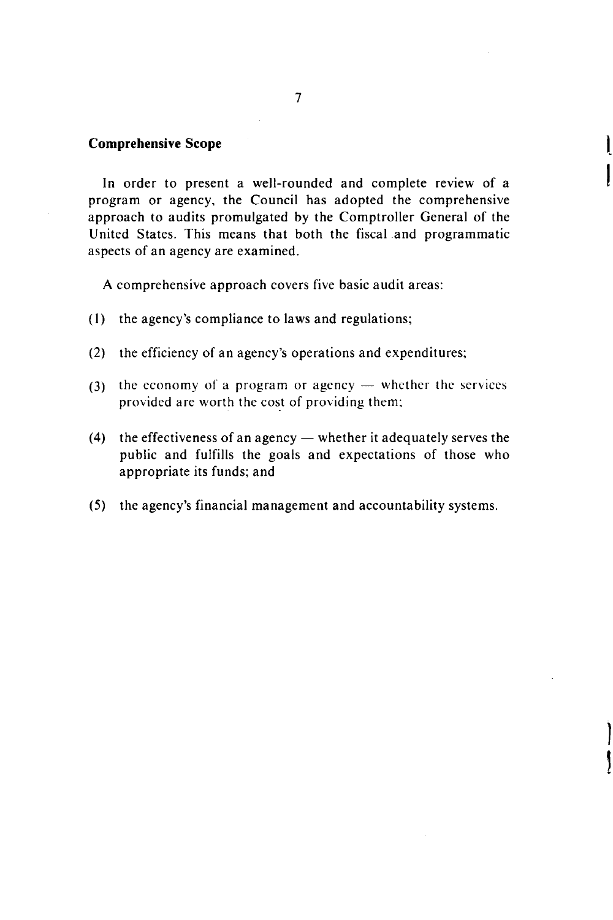## Comprehensive Scope

In order to present a well-rounded and complete review of a program or agency, the Council has adopted the comprehensive approach to audits promulgated by the Comptroller General of the United States. This means that both the fiscal and programmatic aspects of an agency are examined.

A comprehensive approach covers five basic audit areas:

(1) the agency's compliance to laws and regulations;

(2) the efficiency of an agency's operations and expenditures;

(3) the economy of a program or agency — whether the services provided are worth the cost of providing them;

(4) the effectiveness of an agency — whether it adequately serves the public and fulfills the goals and expectations of those who appropriate its funds; and

(5) the agency's financial management and accountability systems.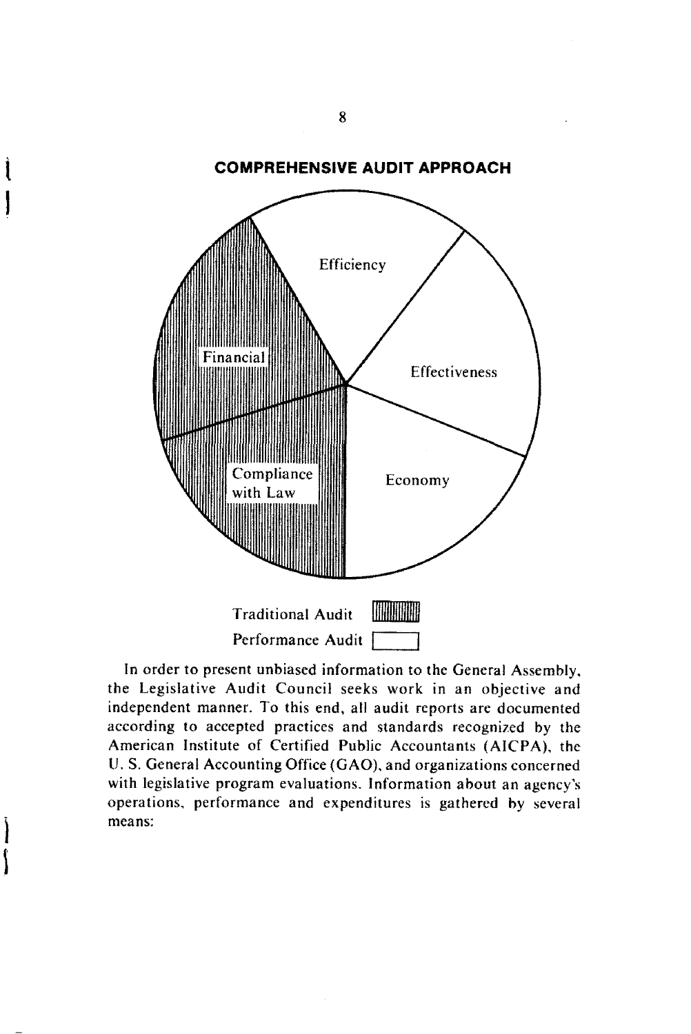## COMPREHENSIVE AUDIT APPROACH

Efficiency

Effectiveness

Economy

Financial

Compliance with Law

Traditional Audit

Performance Audit

In order to present unbiased information to the General Assembly, the Legislative Audit Council seeks work in an objective and independent manner. To this end, all audit reports are documented according to accepted practices and standards recognized by the American Institute of Certified Public Accountants (AICPA), the U. S. General Accounting Office (GAO), and organizations concerned with legislative program evaluations. Information about an agency's operations, performance and expenditures is gathered by several means: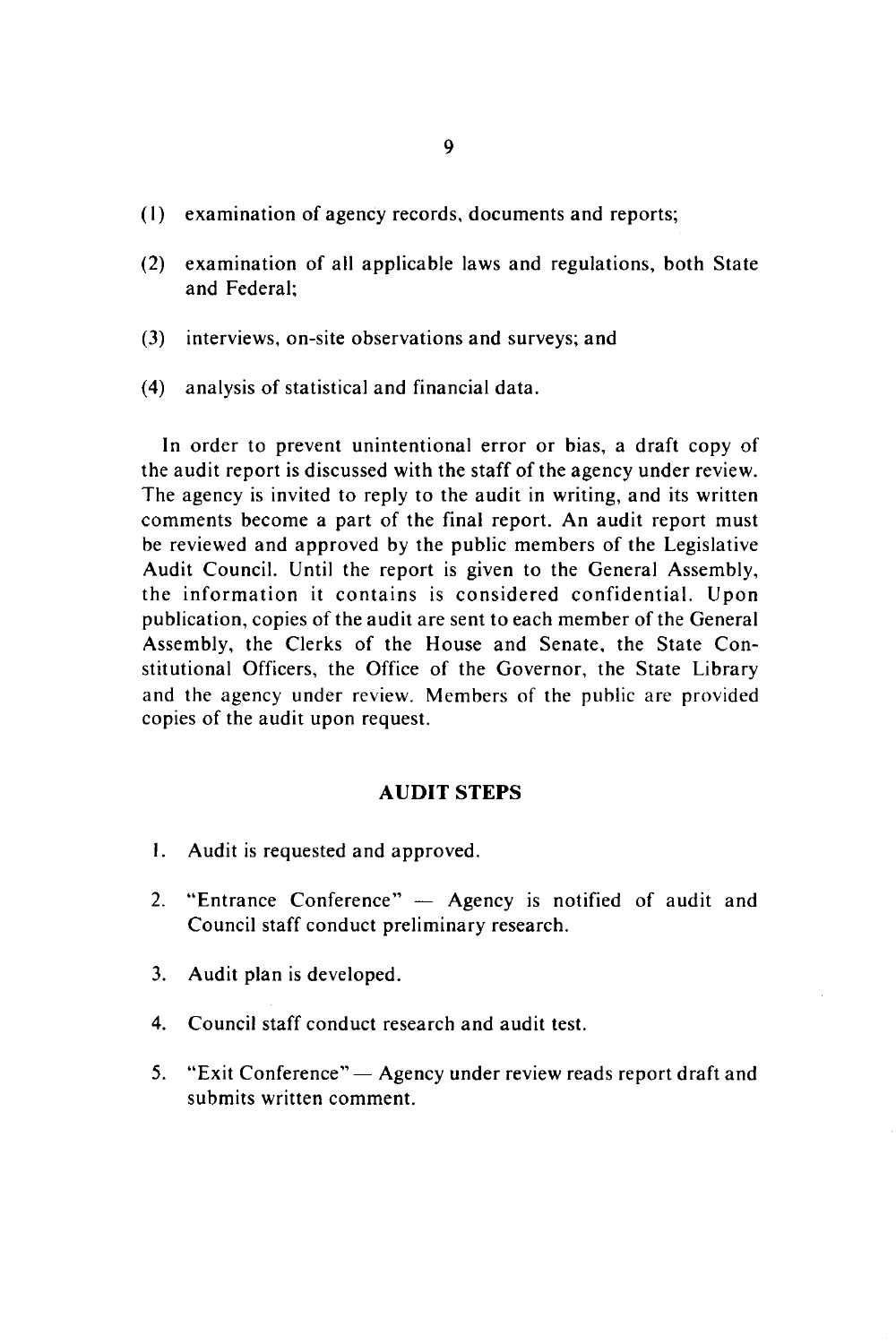(1) examination of agency records, documents and reports;

(2) examination of all applicable laws and regulations, both State and Federal;

(3) interviews, on-site observations and surveys; and

(4) analysis of statistical and financial data.

In order to prevent unintentional error or bias, a draft copy of the audit report is discussed with the staff of the agency under review. The agency is invited to reply to the audit in writing, and its written comments become a part of the final report. An audit report must be reviewed and approved by the public members of the Legislative Audit Council. Until the report is given to the General Assembly, the information it contains is considered confidential. Upon publication, copies of the audit are sent to each member of the General Assembly, the Clerks of the House and Senate, the State Constitutional Officers, the Office of the Governor, the State Library and the agency under review. Members of the public are provided copies of the audit upon request.

## AUDIT STEPS

1. Audit is requested and approved.
2. "Entrance Conference" — Agency is notified of audit and Council staff conduct preliminary research.
3. Audit plan is developed.
4. Council staff conduct research and audit test.
5. "Exit Conference" — Agency under review reads report draft and submits written comment.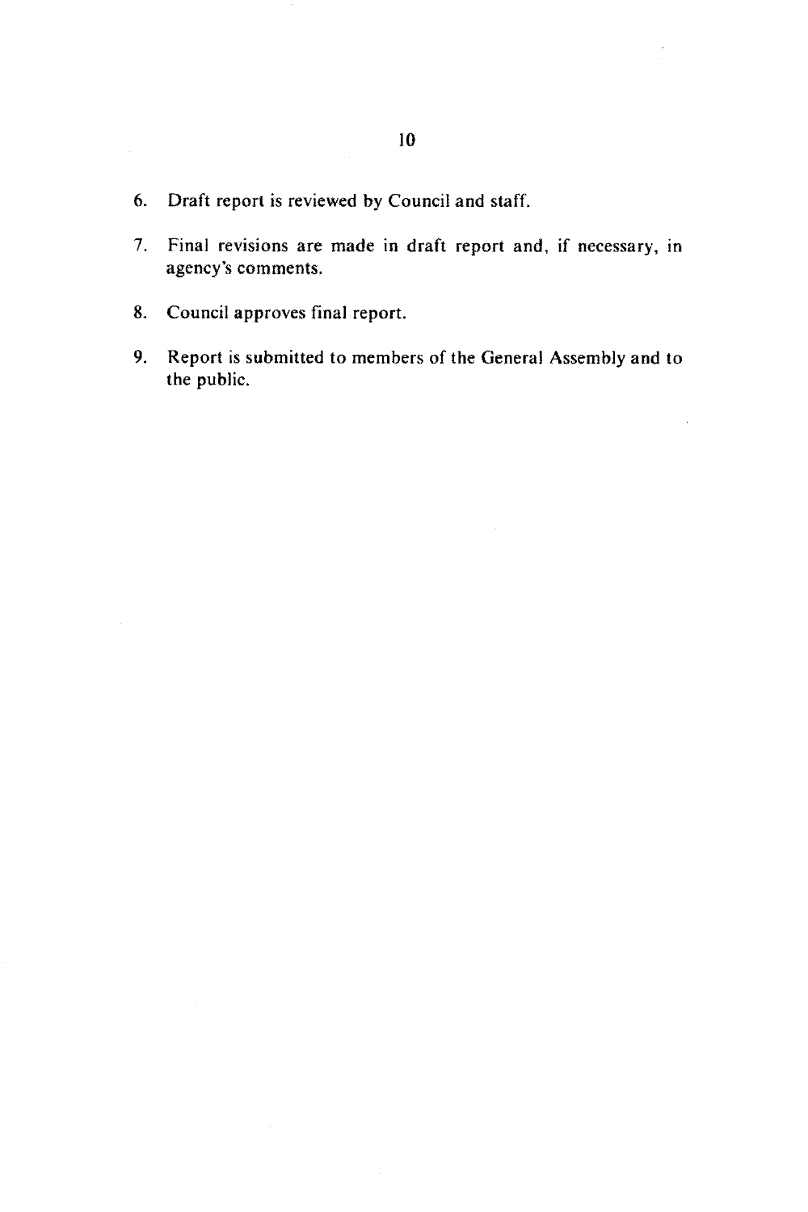6. Draft report is reviewed by Council and staff.
7. Final revisions are made in draft report and, if necessary, in agency's comments.
8. Council approves final report.
9. Report is submitted to members of the General Assembly and to the public.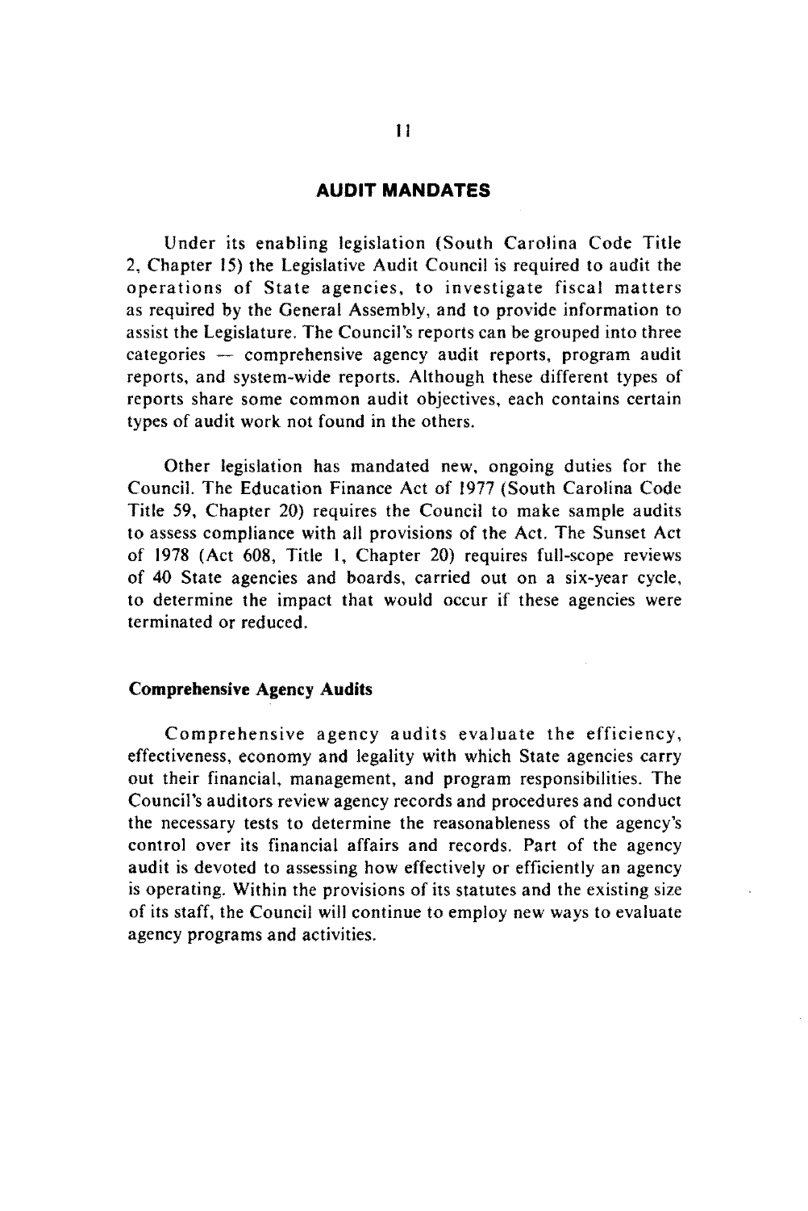## AUDIT MANDATES

Under its enabling legislation (South Carolina Code Title 2, Chapter 15) the Legislative Audit Council is required to audit the operations of State agencies, to investigate fiscal matters as required by the General Assembly, and to provide information to assist the Legislature. The Council's reports can be grouped into three categories — comprehensive agency audit reports, program audit reports, and system-wide reports. Although these different types of reports share some common audit objectives, each contains certain types of audit work not found in the others.

Other legislation has mandated new, ongoing duties for the Council. The Education Finance Act of 1977 (South Carolina Code Title 59, Chapter 20) requires the Council to make sample audits to assess compliance with all provisions of the Act. The Sunset Act of 1978 (Act 608, Title 1, Chapter 20) requires full-scope reviews of 40 State agencies and boards, carried out on a six-year cycle, to determine the impact that would occur if these agencies were terminated or reduced.

### Comprehensive Agency Audits

Comprehensive agency audits evaluate the efficiency, effectiveness, economy and legality with which State agencies carry out their financial, management, and program responsibilities. The Council's auditors review agency records and procedures and conduct the necessary tests to determine the reasonableness of the agency's control over its financial affairs and records. Part of the agency audit is devoted to assessing how effectively or efficiently an agency is operating. Within the provisions of its statutes and the existing size of its staff, the Council will continue to employ new ways to evaluate agency programs and activities.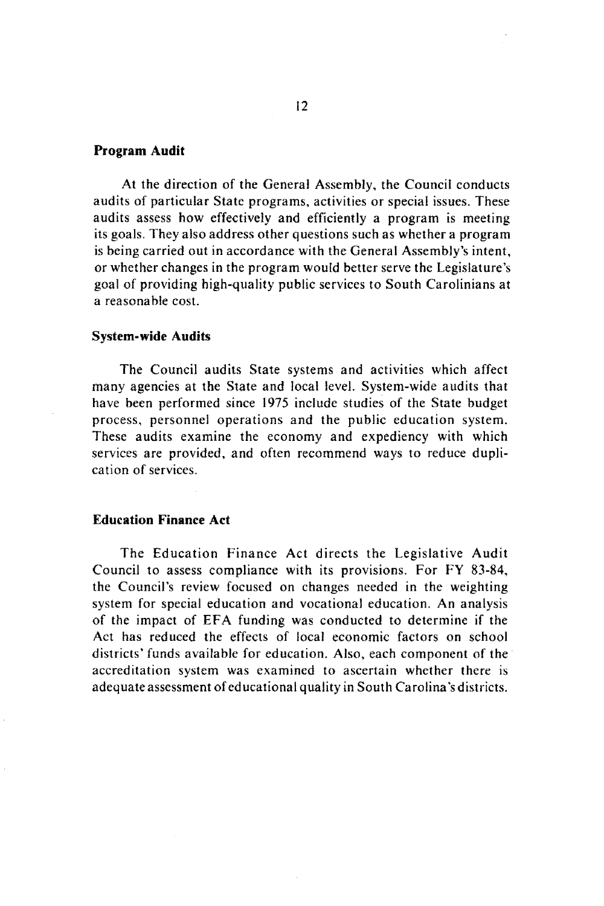## Program Audit

At the direction of the General Assembly, the Council conducts audits of particular State programs, activities or special issues. These audits assess how effectively and efficiently a program is meeting its goals. They also address other questions such as whether a program is being carried out in accordance with the General Assembly's intent, or whether changes in the program would better serve the Legislature's goal of providing high-quality public services to South Carolinians at a reasonable cost.

### System-wide Audits

The Council audits State systems and activities which affect many agencies at the State and local level. System-wide audits that have been performed since 1975 include studies of the State budget process, personnel operations and the public education system. These audits examine the economy and expediency with which services are provided, and often recommend ways to reduce duplication of services.

## Education Finance Act

The Education Finance Act directs the Legislative Audit Council to assess compliance with its provisions. For FY 83-84, the Council's review focused on changes needed in the weighting system for special education and vocational education. An analysis of the impact of EFA funding was conducted to determine if the Act has reduced the effects of local economic factors on school districts' funds available for education. Also, each component of the accreditation system was examined to ascertain whether there is adequate assessment of educational quality in South Carolina's districts.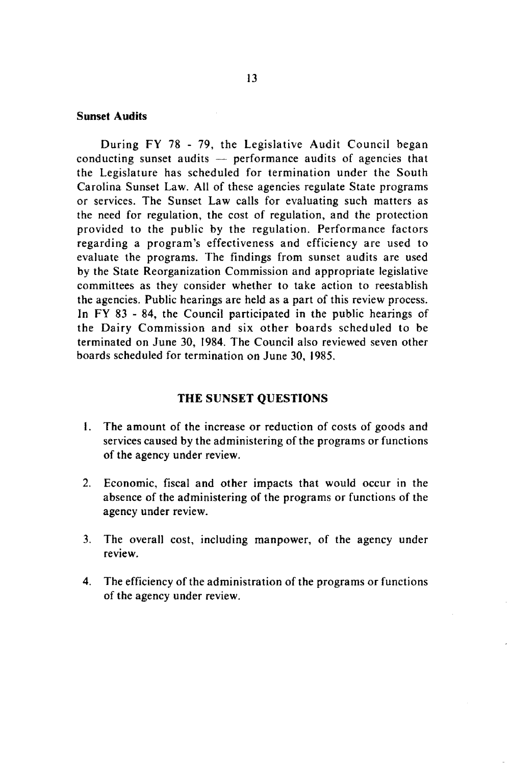**Sunset Audits**

During FY 78 - 79, the Legislative Audit Council began conducting sunset audits — performance audits of agencies that the Legislature has scheduled for termination under the South Carolina Sunset Law. All of these agencies regulate State programs or services. The Sunset Law calls for evaluating such matters as the need for regulation, the cost of regulation, and the protection provided to the public by the regulation. Performance factors regarding a program's effectiveness and efficiency are used to evaluate the programs. The findings from sunset audits are used by the State Reorganization Commission and appropriate legislative committees as they consider whether to take action to reestablish the agencies. Public hearings are held as a part of this review process. In FY 83 - 84, the Council participated in the public hearings of the Dairy Commission and six other boards scheduled to be terminated on June 30, 1984. The Council also reviewed seven other boards scheduled for termination on June 30, 1985.

## THE SUNSET QUESTIONS

1. The amount of the increase or reduction of costs of goods and services caused by the administering of the programs or functions of the agency under review.

2. Economic, fiscal and other impacts that would occur in the absence of the administering of the programs or functions of the agency under review.

3. The overall cost, including manpower, of the agency under review.

4. The efficiency of the administration of the programs or functions of the agency under review.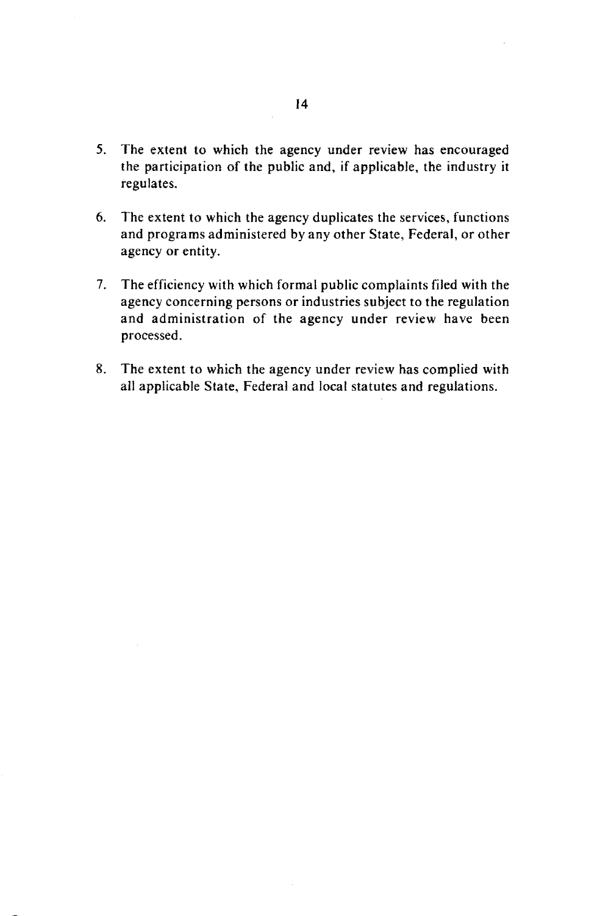5. The extent to which the agency under review has encouraged the participation of the public and, if applicable, the industry it regulates.

6. The extent to which the agency duplicates the services, functions and programs administered by any other State, Federal, or other agency or entity.

7. The efficiency with which formal public complaints filed with the agency concerning persons or industries subject to the regulation and administration of the agency under review have been processed.

8. The extent to which the agency under review has complied with all applicable State, Federal and local statutes and regulations.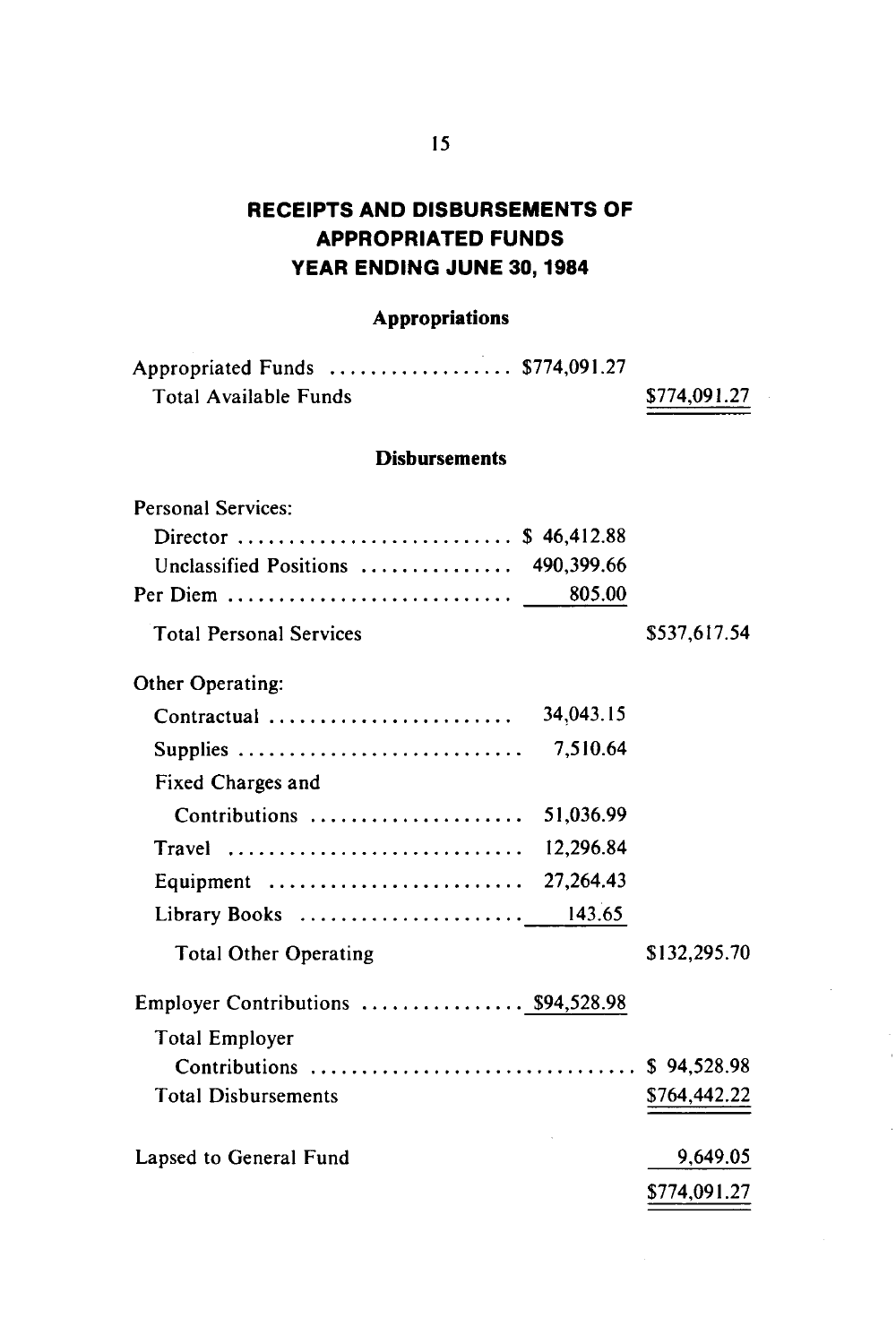# RECEIPTS AND DISBURSEMENTS OF APPROPRIATED FUNDS YEAR ENDING JUNE 30, 1984

## Appropriations

| | | |
|---|---|---|
| Appropriated Funds | $774,091.27 | |
| Total Available Funds | | $774,091.27 |

## Disbursements

| | | |
|---|---|---|
| Personal Services: | | |
| Director | $ 46,412.88 | |
| Unclassified Positions | 490,399.66 | |
| Per Diem | 805.00 | |
| Total Personal Services | | $537,617.54 |
| Other Operating: | | |
| Contractual | 34,043.15 | |
| Supplies | 7,510.64 | |
| Fixed Charges and Contributions | 51,036.99 | |
| Travel | 12,296.84 | |
| Equipment | 27,264.43 | |
| Library Books | 143.65 | |
| Total Other Operating | | $132,295.70 |
| Employer Contributions | $94,528.98 | |
| Total Employer Contributions | | $ 94,528.98 |
| Total Disbursements | | $764,442.22 |
| Lapsed to General Fund | | 9,649.05 |
| | | $774,091.27 |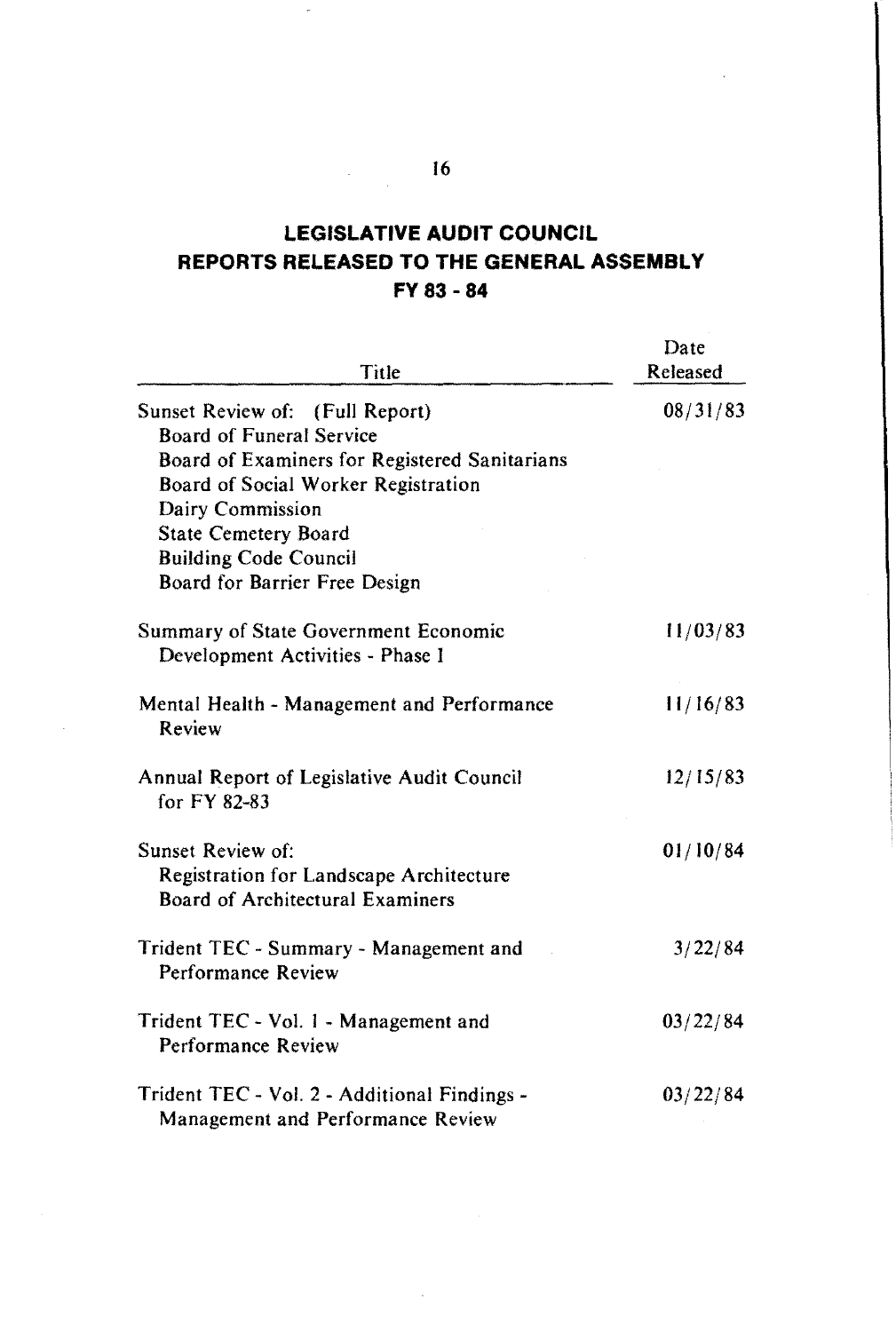# LEGISLATIVE AUDIT COUNCIL
## REPORTS RELEASED TO THE GENERAL ASSEMBLY
### FY 83 - 84

| Title | Date Released |
|---|---|
| Sunset Review of: (Full Report)<br>Board of Funeral Service<br>Board of Examiners for Registered Sanitarians<br>Board of Social Worker Registration<br>Dairy Commission<br>State Cemetery Board<br>Building Code Council<br>Board for Barrier Free Design | 08/31/83 |
| Summary of State Government Economic Development Activities - Phase I | 11/03/83 |
| Mental Health - Management and Performance Review | 11/16/83 |
| Annual Report of Legislative Audit Council for FY 82-83 | 12/15/83 |
| Sunset Review of:<br>Registration for Landscape Architecture<br>Board of Architectural Examiners | 01/10/84 |
| Trident TEC - Summary - Management and Performance Review | 3/22/84 |
| Trident TEC - Vol. 1 - Management and Performance Review | 03/22/84 |
| Trident TEC - Vol. 2 - Additional Findings - Management and Performance Review | 03/22/84 |